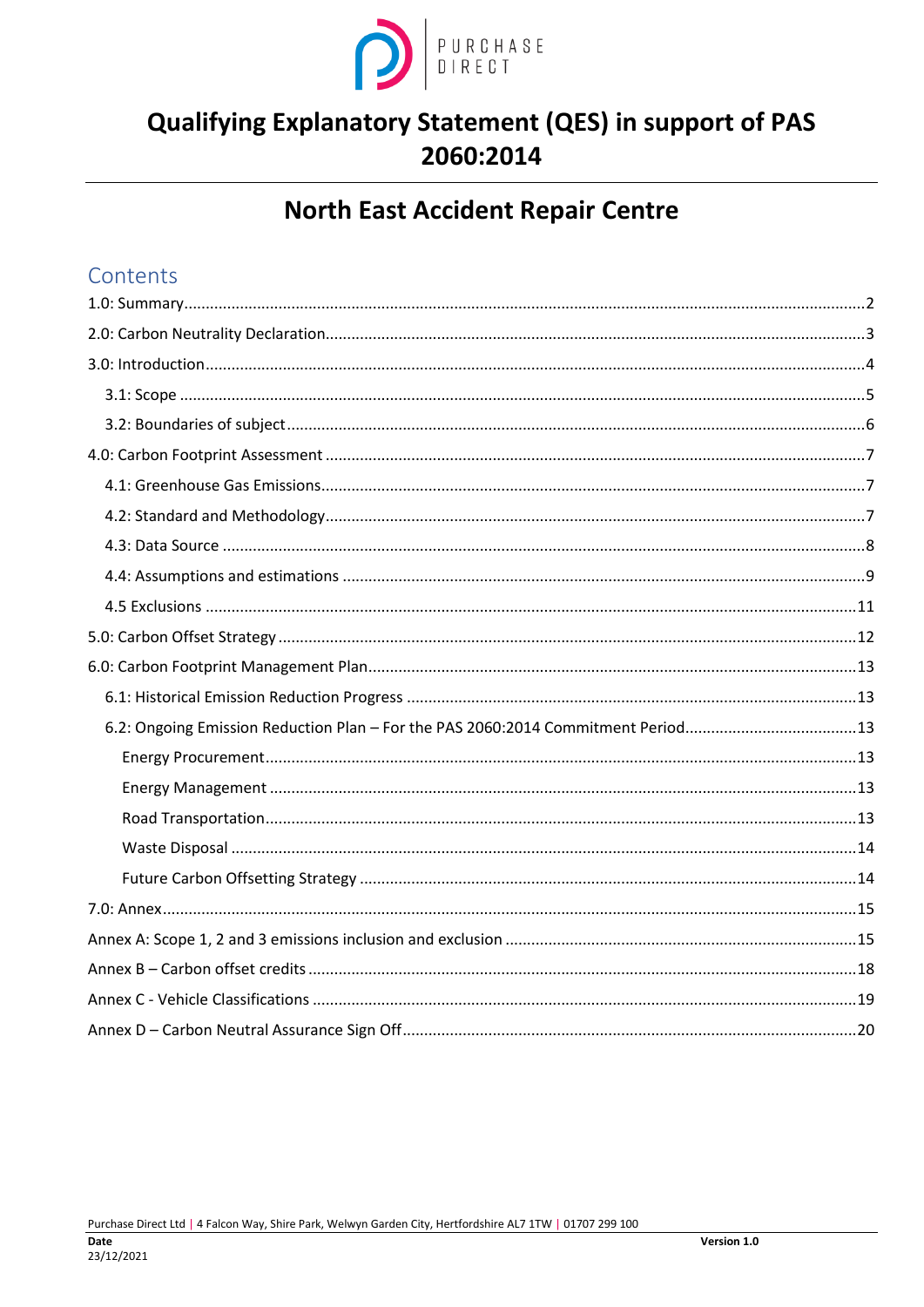PURCHASE DIRECT

# Qualifying Explanatory Statement (QES) in support of PAS 2060:2014

## North East Accident Repair Centre

### Contents

1.0: Summary ..... 2
2.0: Carbon Neutrality Declaration ..... 3
3.0: Introduction ..... 4
- 3.1: Scope ..... 5
- 3.2: Boundaries of subject ..... 6

4.0: Carbon Footprint Assessment ..... 7
- 4.1: Greenhouse Gas Emissions ..... 7
- 4.2: Standard and Methodology ..... 7
- 4.3: Data Source ..... 8
- 4.4: Assumptions and estimations ..... 9
- 4.5 Exclusions ..... 11

5.0: Carbon Offset Strategy ..... 12
6.0: Carbon Footprint Management Plan ..... 13
- 6.1: Historical Emission Reduction Progress ..... 13
- 6.2: Ongoing Emission Reduction Plan – For the PAS 2060:2014 Commitment Period ..... 13
  - Energy Procurement ..... 13
  - Energy Management ..... 13
  - Road Transportation ..... 13
  - Waste Disposal ..... 14
  - Future Carbon Offsetting Strategy ..... 14

7.0: Annex ..... 15
Annex A: Scope 1, 2 and 3 emissions inclusion and exclusion ..... 15
Annex B – Carbon offset credits ..... 18
Annex C - Vehicle Classifications ..... 19
Annex D – Carbon Neutral Assurance Sign Off ..... 20

Purchase Direct Ltd | 4 Falcon Way, Shire Park, Welwyn Garden City, Hertfordshire AL7 1TW | 01707 299 100

**Date**
23/12/2021

**Version 1.0**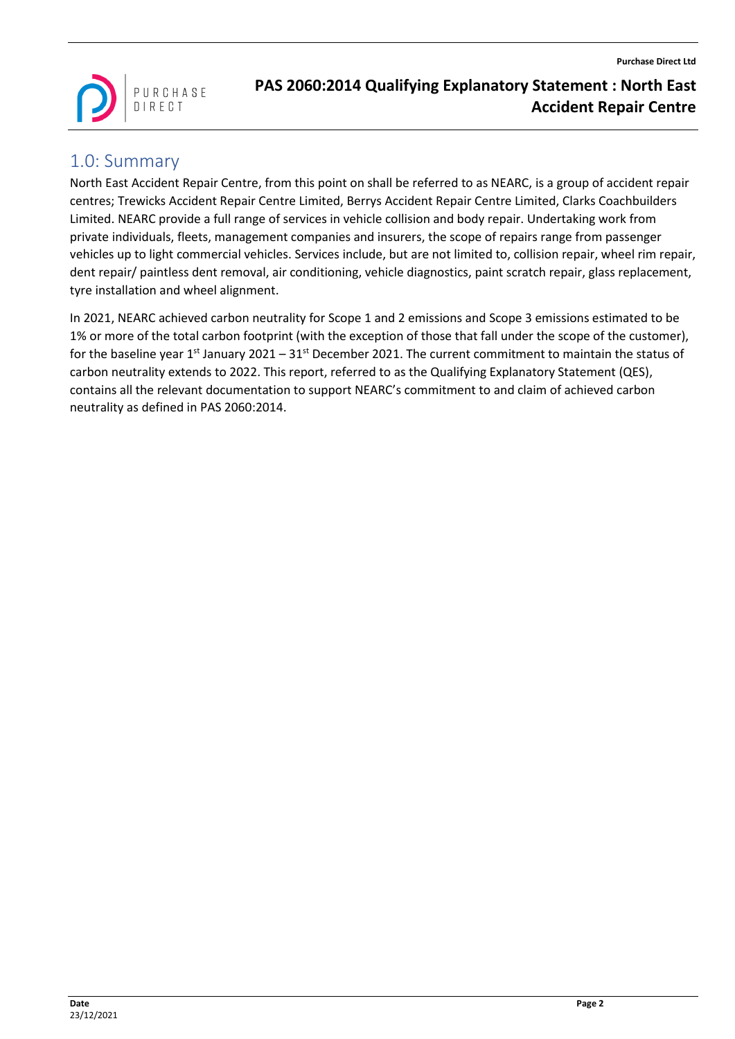## 1.0: Summary

North East Accident Repair Centre, from this point on shall be referred to as NEARC, is a group of accident repair centres; Trewicks Accident Repair Centre Limited, Berrys Accident Repair Centre Limited, Clarks Coachbuilders Limited. NEARC provide a full range of services in vehicle collision and body repair. Undertaking work from private individuals, fleets, management companies and insurers, the scope of repairs range from passenger vehicles up to light commercial vehicles. Services include, but are not limited to, collision repair, wheel rim repair, dent repair/ paintless dent removal, air conditioning, vehicle diagnostics, paint scratch repair, glass replacement, tyre installation and wheel alignment.

In 2021, NEARC achieved carbon neutrality for Scope 1 and 2 emissions and Scope 3 emissions estimated to be 1% or more of the total carbon footprint (with the exception of those that fall under the scope of the customer), for the baseline year 1st January 2021 – 31st December 2021. The current commitment to maintain the status of carbon neutrality extends to 2022. This report, referred to as the Qualifying Explanatory Statement (QES), contains all the relevant documentation to support NEARC's commitment to and claim of achieved carbon neutrality as defined in PAS 2060:2014.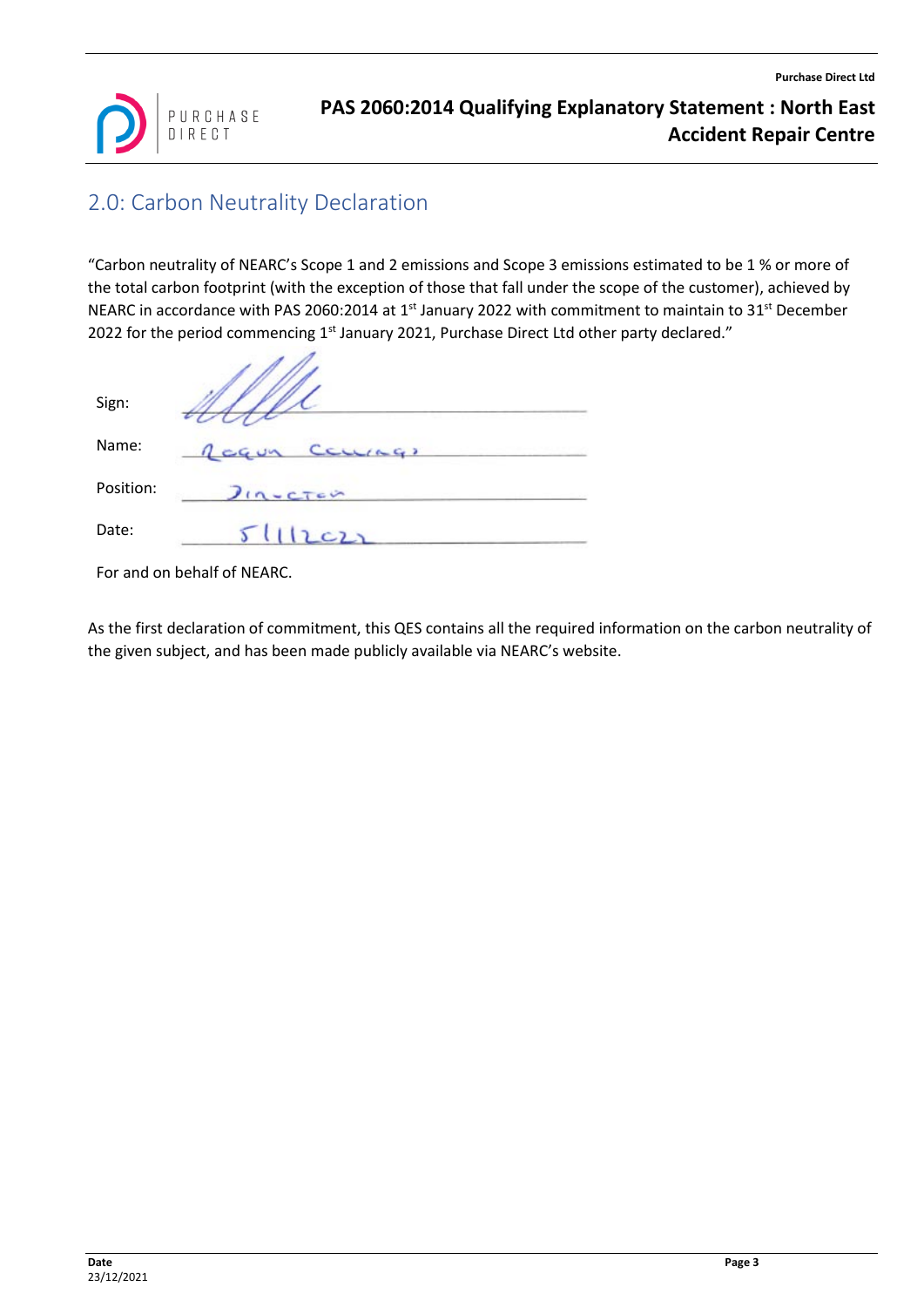## 2.0: Carbon Neutrality Declaration

"Carbon neutrality of NEARC's Scope 1 and 2 emissions and Scope 3 emissions estimated to be 1 % or more of the total carbon footprint (with the exception of those that fall under the scope of the customer), achieved by NEARC in accordance with PAS 2060:2014 at 1st January 2022 with commitment to maintain to 31st December 2022 for the period commencing 1st January 2021, Purchase Direct Ltd other party declared."

Sign:

Name: Rogun Ccwings

Position: Director

Date: 5/1/2022

For and on behalf of NEARC.

As the first declaration of commitment, this QES contains all the required information on the carbon neutrality of the given subject, and has been made publicly available via NEARC's website.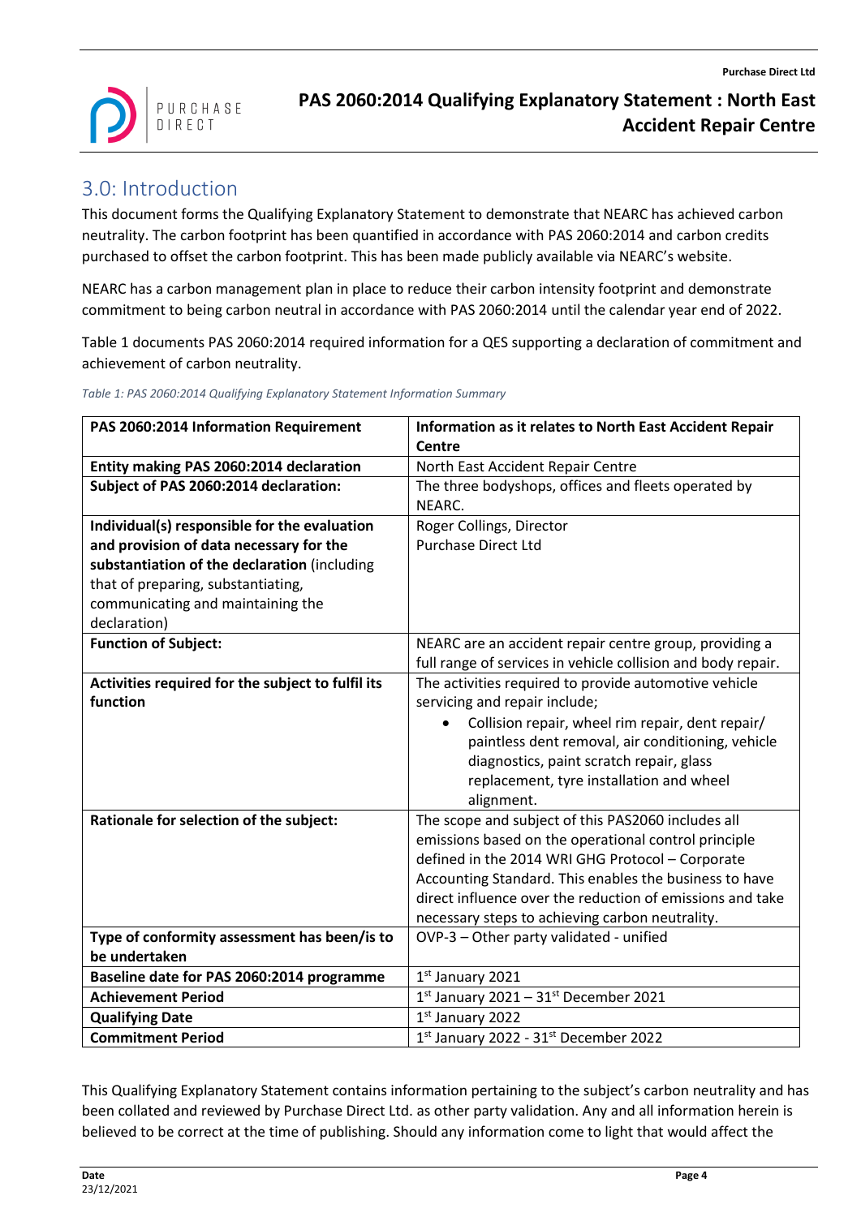## 3.0: Introduction

This document forms the Qualifying Explanatory Statement to demonstrate that NEARC has achieved carbon neutrality. The carbon footprint has been quantified in accordance with PAS 2060:2014 and carbon credits purchased to offset the carbon footprint. This has been made publicly available via NEARC's website.

NEARC has a carbon management plan in place to reduce their carbon intensity footprint and demonstrate commitment to being carbon neutral in accordance with PAS 2060:2014 until the calendar year end of 2022.

Table 1 documents PAS 2060:2014 required information for a QES supporting a declaration of commitment and achievement of carbon neutrality.

*Table 1: PAS 2060:2014 Qualifying Explanatory Statement Information Summary*

| PAS 2060:2014 Information Requirement | Information as it relates to North East Accident Repair Centre |
|---|---|
| **Entity making PAS 2060:2014 declaration** | North East Accident Repair Centre |
| **Subject of PAS 2060:2014 declaration:** | The three bodyshops, offices and fleets operated by NEARC. |
| **Individual(s) responsible for the evaluation and provision of data necessary for the substantiation of the declaration** (including that of preparing, substantiating, communicating and maintaining the declaration) | Roger Collings, Director<br>Purchase Direct Ltd |
| **Function of Subject:** | NEARC are an accident repair centre group, providing a full range of services in vehicle collision and body repair. |
| **Activities required for the subject to fulfil its function** | The activities required to provide automotive vehicle servicing and repair include;<br>• Collision repair, wheel rim repair, dent repair/ paintless dent removal, air conditioning, vehicle diagnostics, paint scratch repair, glass replacement, tyre installation and wheel alignment. |
| **Rationale for selection of the subject:** | The scope and subject of this PAS2060 includes all emissions based on the operational control principle defined in the 2014 WRI GHG Protocol – Corporate Accounting Standard. This enables the business to have direct influence over the reduction of emissions and take necessary steps to achieving carbon neutrality. |
| **Type of conformity assessment has been/is to be undertaken** | OVP-3 – Other party validated - unified |
| **Baseline date for PAS 2060:2014 programme** | 1st January 2021 |
| **Achievement Period** | 1st January 2021 – 31st December 2021 |
| **Qualifying Date** | 1st January 2022 |
| **Commitment Period** | 1st January 2022 - 31st December 2022 |

This Qualifying Explanatory Statement contains information pertaining to the subject's carbon neutrality and has been collated and reviewed by Purchase Direct Ltd. as other party validation. Any and all information herein is believed to be correct at the time of publishing. Should any information come to light that would affect the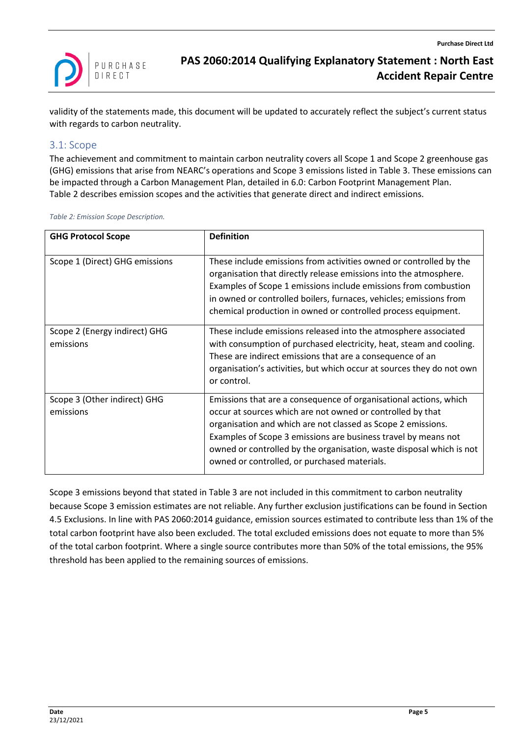validity of the statements made, this document will be updated to accurately reflect the subject's current status with regards to carbon neutrality.

## 3.1: Scope

The achievement and commitment to maintain carbon neutrality covers all Scope 1 and Scope 2 greenhouse gas (GHG) emissions that arise from NEARC's operations and Scope 3 emissions listed in Table 3. These emissions can be impacted through a Carbon Management Plan, detailed in 6.0: Carbon Footprint Management Plan.
Table 2 describes emission scopes and the activities that generate direct and indirect emissions.

*Table 2: Emission Scope Description.*

| GHG Protocol Scope | Definition |
| --- | --- |
| Scope 1 (Direct) GHG emissions | These include emissions from activities owned or controlled by the organisation that directly release emissions into the atmosphere. Examples of Scope 1 emissions include emissions from combustion in owned or controlled boilers, furnaces, vehicles; emissions from chemical production in owned or controlled process equipment. |
| Scope 2 (Energy indirect) GHG emissions | These include emissions released into the atmosphere associated with consumption of purchased electricity, heat, steam and cooling. These are indirect emissions that are a consequence of an organisation's activities, but which occur at sources they do not own or control. |
| Scope 3 (Other indirect) GHG emissions | Emissions that are a consequence of organisational actions, which occur at sources which are not owned or controlled by that organisation and which are not classed as Scope 2 emissions. Examples of Scope 3 emissions are business travel by means not owned or controlled by the organisation, waste disposal which is not owned or controlled, or purchased materials. |

Scope 3 emissions beyond that stated in Table 3 are not included in this commitment to carbon neutrality because Scope 3 emission estimates are not reliable. Any further exclusion justifications can be found in Section 4.5 Exclusions. In line with PAS 2060:2014 guidance, emission sources estimated to contribute less than 1% of the total carbon footprint have also been excluded. The total excluded emissions does not equate to more than 5% of the total carbon footprint. Where a single source contributes more than 50% of the total emissions, the 95% threshold has been applied to the remaining sources of emissions.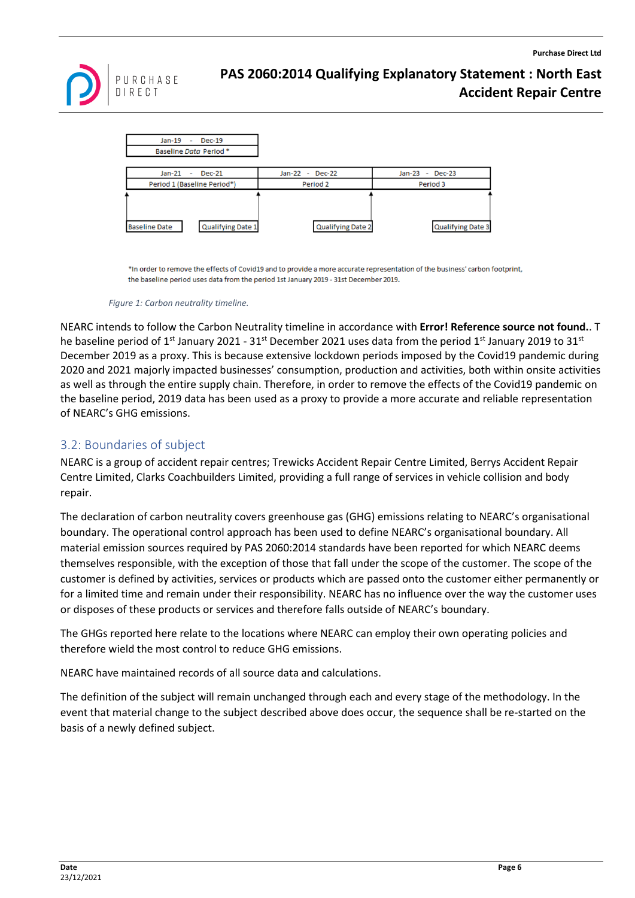| Jan-19 - Dec-19 |
|---|
| Baseline *Data* Period * |

| Jan-21 - Dec-21 | Jan-22 - Dec-22 | Jan-23 - Dec-23 |
|---|---|---|
| Period 1 (Baseline Period*) | Period 2 | Period 3 |

Baseline Date | Qualifying Date 1 | Qualifying Date 2 | Qualifying Date 3

*In order to remove the effects of Covid19 and to provide a more accurate representation of the business' carbon footprint, the baseline period uses data from the period 1st January 2019 - 31st December 2019.

*Figure 1: Carbon neutrality timeline.*

NEARC intends to follow the Carbon Neutrality timeline in accordance with **Error! Reference source not found.**. T he baseline period of 1st January 2021 - 31st December 2021 uses data from the period 1st January 2019 to 31st December 2019 as a proxy. This is because extensive lockdown periods imposed by the Covid19 pandemic during 2020 and 2021 majorly impacted businesses' consumption, production and activities, both within onsite activities as well as through the entire supply chain. Therefore, in order to remove the effects of the Covid19 pandemic on the baseline period, 2019 data has been used as a proxy to provide a more accurate and reliable representation of NEARC's GHG emissions.

## 3.2: Boundaries of subject

NEARC is a group of accident repair centres; Trewicks Accident Repair Centre Limited, Berrys Accident Repair Centre Limited, Clarks Coachbuilders Limited, providing a full range of services in vehicle collision and body repair.

The declaration of carbon neutrality covers greenhouse gas (GHG) emissions relating to NEARC's organisational boundary. The operational control approach has been used to define NEARC's organisational boundary. All material emission sources required by PAS 2060:2014 standards have been reported for which NEARC deems themselves responsible, with the exception of those that fall under the scope of the customer. The scope of the customer is defined by activities, services or products which are passed onto the customer either permanently or for a limited time and remain under their responsibility. NEARC has no influence over the way the customer uses or disposes of these products or services and therefore falls outside of NEARC's boundary.

The GHGs reported here relate to the locations where NEARC can employ their own operating policies and therefore wield the most control to reduce GHG emissions.

NEARC have maintained records of all source data and calculations.

The definition of the subject will remain unchanged through each and every stage of the methodology. In the event that material change to the subject described above does occur, the sequence shall be re-started on the basis of a newly defined subject.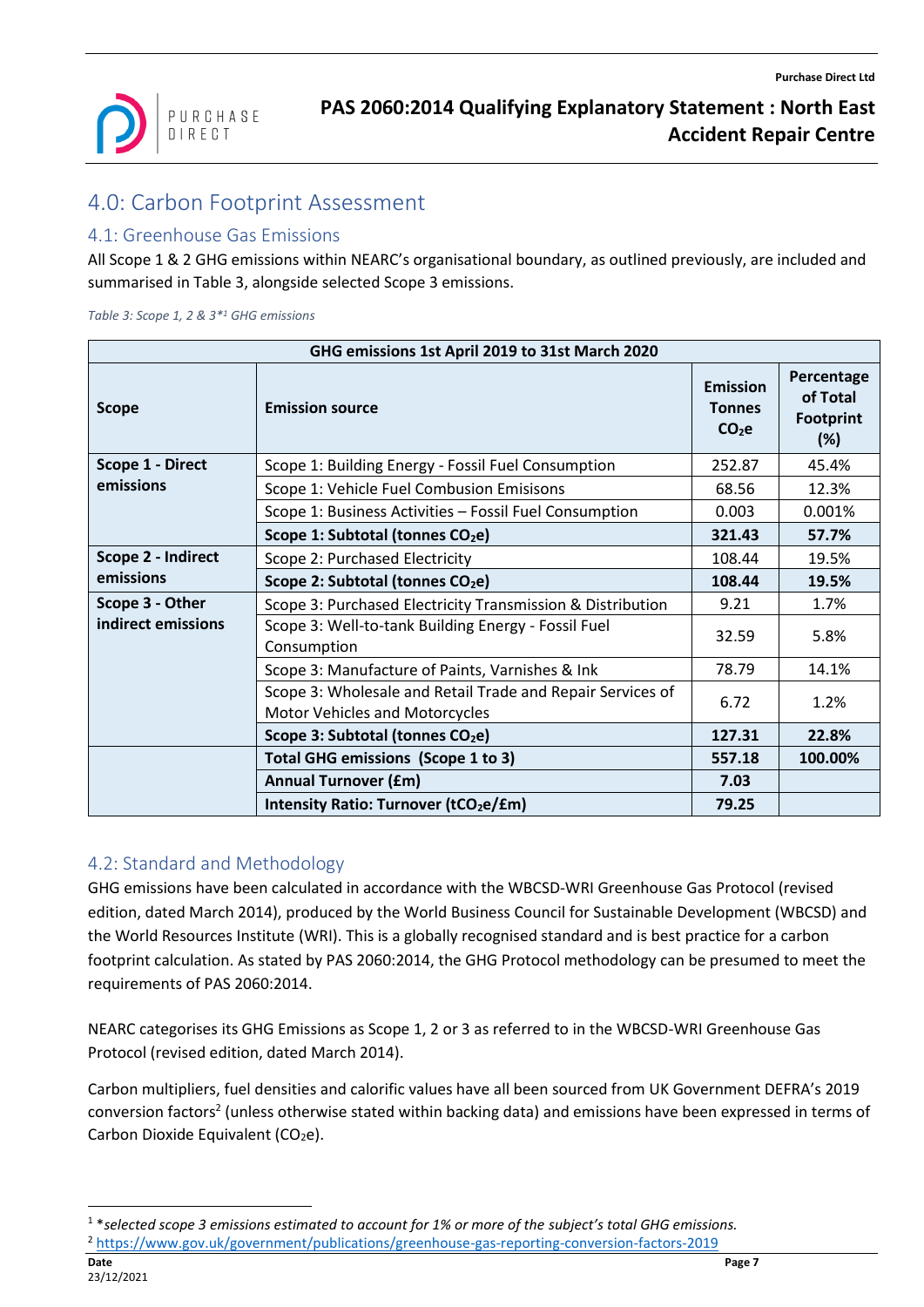# 4.0: Carbon Footprint Assessment

## 4.1: Greenhouse Gas Emissions

All Scope 1 & 2 GHG emissions within NEARC's organisational boundary, as outlined previously, are included and summarised in Table 3, alongside selected Scope 3 emissions.

*Table 3: Scope 1, 2 & 3*[1] GHG emissions*

| GHG emissions 1st April 2019 to 31st March 2020 | | | |
|---|---|---|---|
| **Scope** | **Emission source** | **Emission Tonnes $CO_2e$** | **Percentage of Total Footprint (%)** |
| **Scope 1 - Direct emissions** | Scope 1: Building Energy - Fossil Fuel Consumption | 252.87 | 45.4% |
| | Scope 1: Vehicle Fuel Combusion Emisisons | 68.56 | 12.3% |
| | Scope 1: Business Activities – Fossil Fuel Consumption | 0.003 | 0.001% |
| | **Scope 1: Subtotal (tonnes $CO_2e$)** | **321.43** | **57.7%** |
| **Scope 2 - Indirect emissions** | Scope 2: Purchased Electricity | 108.44 | 19.5% |
| | **Scope 2: Subtotal (tonnes $CO_2e$)** | **108.44** | **19.5%** |
| **Scope 3 - Other indirect emissions** | Scope 3: Purchased Electricity Transmission & Distribution | 9.21 | 1.7% |
| | Scope 3: Well-to-tank Building Energy - Fossil Fuel Consumption | 32.59 | 5.8% |
| | Scope 3: Manufacture of Paints, Varnishes & Ink | 78.79 | 14.1% |
| | Scope 3: Wholesale and Retail Trade and Repair Services of Motor Vehicles and Motorcycles | 6.72 | 1.2% |
| | **Scope 3: Subtotal (tonnes $CO_2e$)** | **127.31** | **22.8%** |
| | **Total GHG emissions (Scope 1 to 3)** | **557.18** | **100.00%** |
| | **Annual Turnover (£m)** | **7.03** | |
| | **Intensity Ratio: Turnover ($tCO_2e$/£m)** | **79.25** | |

## 4.2: Standard and Methodology

GHG emissions have been calculated in accordance with the WBCSD-WRI Greenhouse Gas Protocol (revised edition, dated March 2014), produced by the World Business Council for Sustainable Development (WBCSD) and the World Resources Institute (WRI). This is a globally recognised standard and is best practice for a carbon footprint calculation. As stated by PAS 2060:2014, the GHG Protocol methodology can be presumed to meet the requirements of PAS 2060:2014.

NEARC categorises its GHG Emissions as Scope 1, 2 or 3 as referred to in the WBCSD-WRI Greenhouse Gas Protocol (revised edition, dated March 2014).

Carbon multipliers, fuel densities and calorific values have all been sourced from UK Government DEFRA's 2019 conversion factors[2] (unless otherwise stated within backing data) and emissions have been expressed in terms of Carbon Dioxide Equivalent ($CO_2e$).

---

[1] **selected scope 3 emissions estimated to account for 1% or more of the subject's total GHG emissions.*

[2] https://www.gov.uk/government/publications/greenhouse-gas-reporting-conversion-factors-2019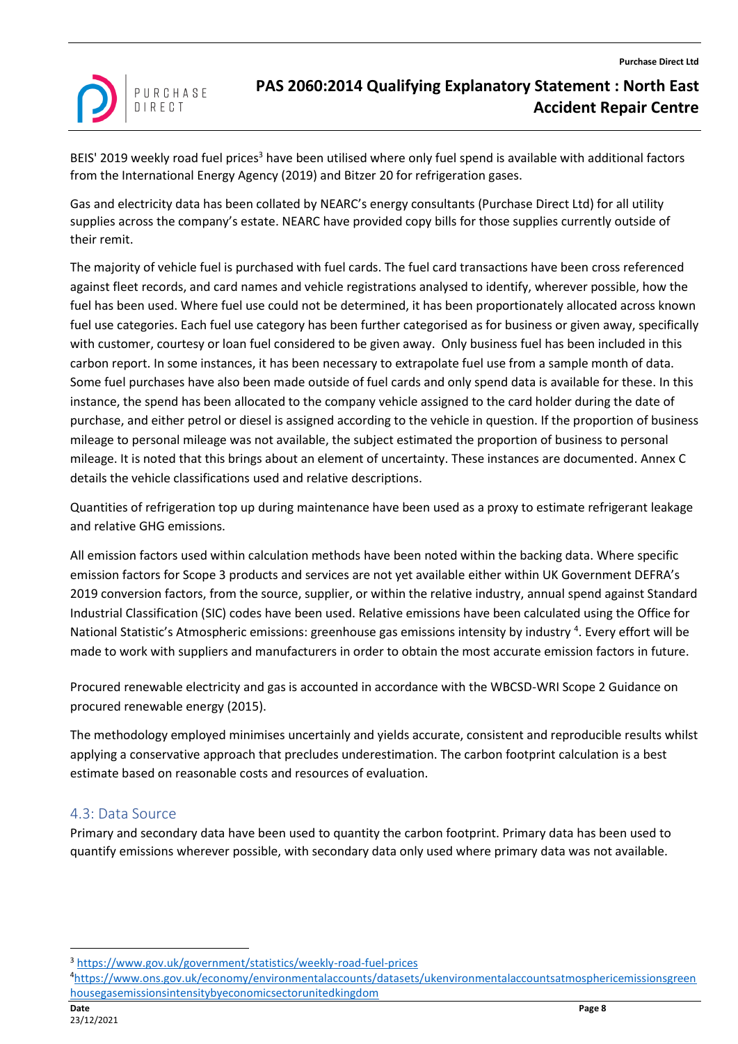BEIS' 2019 weekly road fuel prices[3] have been utilised where only fuel spend is available with additional factors from the International Energy Agency (2019) and Bitzer 20 for refrigeration gases.

Gas and electricity data has been collated by NEARC's energy consultants (Purchase Direct Ltd) for all utility supplies across the company's estate. NEARC have provided copy bills for those supplies currently outside of their remit.

The majority of vehicle fuel is purchased with fuel cards. The fuel card transactions have been cross referenced against fleet records, and card names and vehicle registrations analysed to identify, wherever possible, how the fuel has been used. Where fuel use could not be determined, it has been proportionately allocated across known fuel use categories. Each fuel use category has been further categorised as for business or given away, specifically with customer, courtesy or loan fuel considered to be given away. Only business fuel has been included in this carbon report. In some instances, it has been necessary to extrapolate fuel use from a sample month of data. Some fuel purchases have also been made outside of fuel cards and only spend data is available for these. In this instance, the spend has been allocated to the company vehicle assigned to the card holder during the date of purchase, and either petrol or diesel is assigned according to the vehicle in question. If the proportion of business mileage to personal mileage was not available, the subject estimated the proportion of business to personal mileage. It is noted that this brings about an element of uncertainty. These instances are documented. Annex C details the vehicle classifications used and relative descriptions.

Quantities of refrigeration top up during maintenance have been used as a proxy to estimate refrigerant leakage and relative GHG emissions.

All emission factors used within calculation methods have been noted within the backing data. Where specific emission factors for Scope 3 products and services are not yet available either within UK Government DEFRA's 2019 conversion factors, from the source, supplier, or within the relative industry, annual spend against Standard Industrial Classification (SIC) codes have been used. Relative emissions have been calculated using the Office for National Statistic's Atmospheric emissions: greenhouse gas emissions intensity by industry [4]. Every effort will be made to work with suppliers and manufacturers in order to obtain the most accurate emission factors in future.

Procured renewable electricity and gas is accounted in accordance with the WBCSD-WRI Scope 2 Guidance on procured renewable energy (2015).

The methodology employed minimises uncertainly and yields accurate, consistent and reproducible results whilst applying a conservative approach that precludes underestimation. The carbon footprint calculation is a best estimate based on reasonable costs and resources of evaluation.

## 4.3: Data Source

Primary and secondary data have been used to quantity the carbon footprint. Primary data has been used to quantify emissions wherever possible, with secondary data only used where primary data was not available.

---

[3] https://www.gov.uk/government/statistics/weekly-road-fuel-prices

[4] https://www.ons.gov.uk/economy/environmentalaccounts/datasets/ukenvironmentalaccountsatmosphericemissionsgreenhousegasemissionsintensitybyeconomicsectorunitedkingdom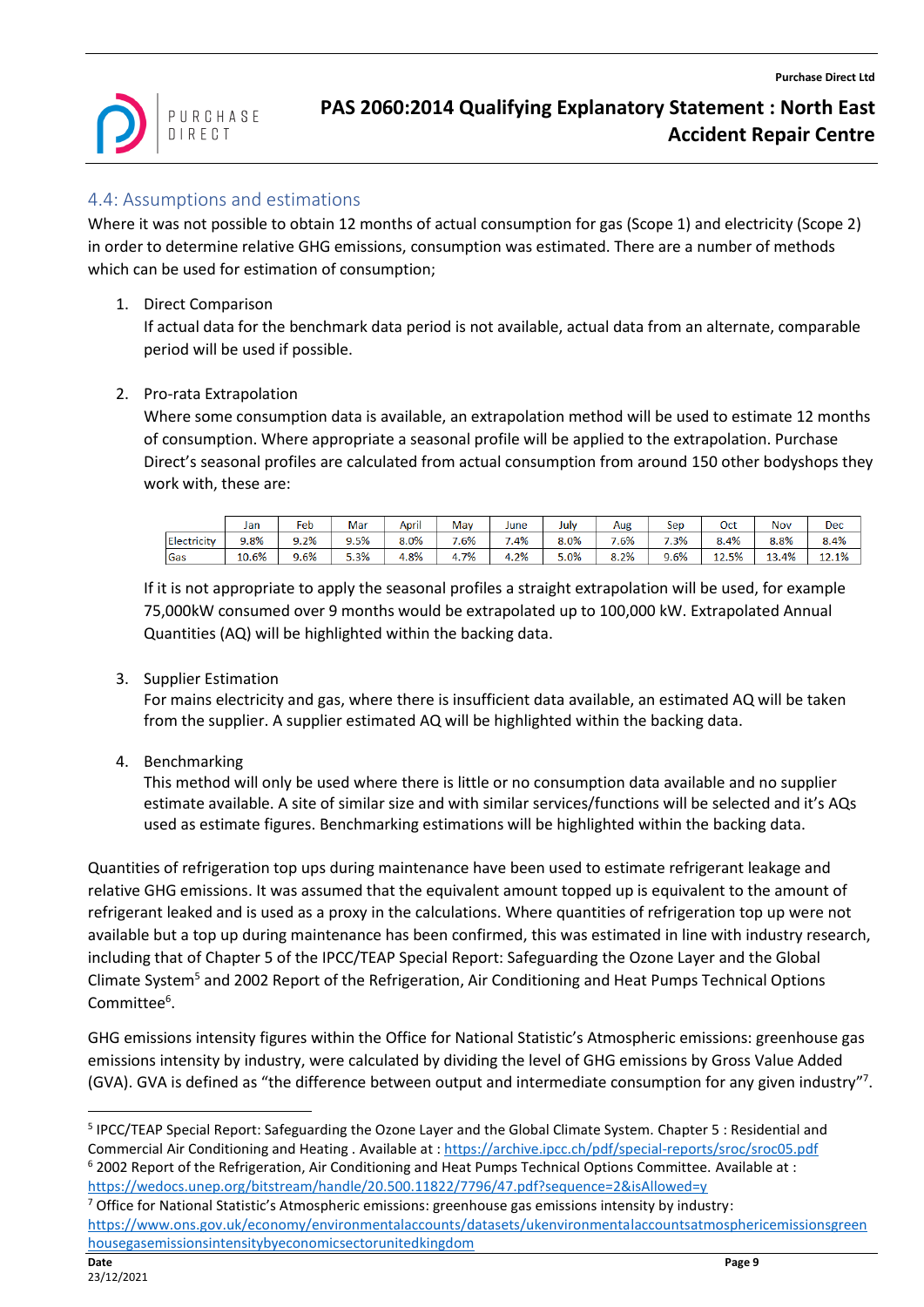## 4.4: Assumptions and estimations

Where it was not possible to obtain 12 months of actual consumption for gas (Scope 1) and electricity (Scope 2) in order to determine relative GHG emissions, consumption was estimated. There are a number of methods which can be used for estimation of consumption;

1. Direct Comparison
   If actual data for the benchmark data period is not available, actual data from an alternate, comparable period will be used if possible.

2. Pro-rata Extrapolation
   Where some consumption data is available, an extrapolation method will be used to estimate 12 months of consumption. Where appropriate a seasonal profile will be applied to the extrapolation. Purchase Direct's seasonal profiles are calculated from actual consumption from around 150 other bodyshops they work with, these are:

| | Jan | Feb | Mar | April | May | June | July | Aug | Sep | Oct | Nov | Dec |
|---|---|---|---|---|---|---|---|---|---|---|---|---|
| Electricity | 9.8% | 9.2% | 9.5% | 8.0% | 7.6% | 7.4% | 8.0% | 7.6% | 7.3% | 8.4% | 8.8% | 8.4% |
| Gas | 10.6% | 9.6% | 5.3% | 4.8% | 4.7% | 4.2% | 5.0% | 8.2% | 9.6% | 12.5% | 13.4% | 12.1% |

   If it is not appropriate to apply the seasonal profiles a straight extrapolation will be used, for example 75,000kW consumed over 9 months would be extrapolated up to 100,000 kW. Extrapolated Annual Quantities (AQ) will be highlighted within the backing data.

3. Supplier Estimation
   For mains electricity and gas, where there is insufficient data available, an estimated AQ will be taken from the supplier. A supplier estimated AQ will be highlighted within the backing data.

4. Benchmarking
   This method will only be used where there is little or no consumption data available and no supplier estimate available. A site of similar size and with similar services/functions will be selected and it's AQs used as estimate figures. Benchmarking estimations will be highlighted within the backing data.

Quantities of refrigeration top ups during maintenance have been used to estimate refrigerant leakage and relative GHG emissions. It was assumed that the equivalent amount topped up is equivalent to the amount of refrigerant leaked and is used as a proxy in the calculations. Where quantities of refrigeration top up were not available but a top up during maintenance has been confirmed, this was estimated in line with industry research, including that of Chapter 5 of the IPCC/TEAP Special Report: Safeguarding the Ozone Layer and the Global Climate System[5] and 2002 Report of the Refrigeration, Air Conditioning and Heat Pumps Technical Options Committee[6].

GHG emissions intensity figures within the Office for National Statistic's Atmospheric emissions: greenhouse gas emissions intensity by industry, were calculated by dividing the level of GHG emissions by Gross Value Added (GVA). GVA is defined as "the difference between output and intermediate consumption for any given industry"[7].

---

[5] IPCC/TEAP Special Report: Safeguarding the Ozone Layer and the Global Climate System. Chapter 5 : Residential and Commercial Air Conditioning and Heating . Available at : https://archive.ipcc.ch/pdf/special-reports/sroc/sroc05.pdf

[6] 2002 Report of the Refrigeration, Air Conditioning and Heat Pumps Technical Options Committee. Available at : https://wedocs.unep.org/bitstream/handle/20.500.11822/7796/47.pdf?sequence=2&isAllowed=y

[7] Office for National Statistic's Atmospheric emissions: greenhouse gas emissions intensity by industry: https://www.ons.gov.uk/economy/environmentalaccounts/datasets/ukenvironmentalaccountsatmosphericemissionsgreenhousegasemissionsintensitybyeconomicsectorunitedkingdom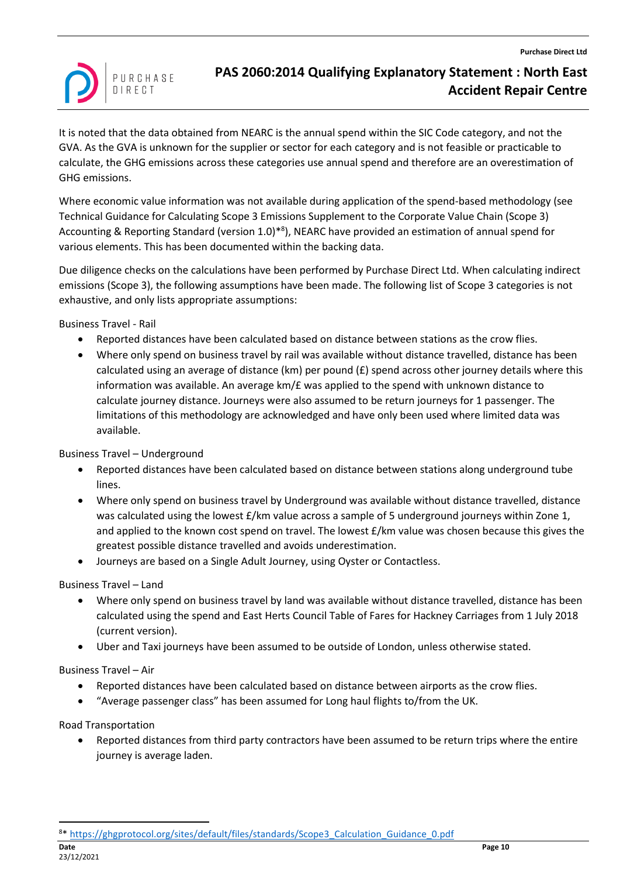It is noted that the data obtained from NEARC is the annual spend within the SIC Code category, and not the GVA. As the GVA is unknown for the supplier or sector for each category and is not feasible or practicable to calculate, the GHG emissions across these categories use annual spend and therefore are an overestimation of GHG emissions.

Where economic value information was not available during application of the spend-based methodology (see Technical Guidance for Calculating Scope 3 Emissions Supplement to the Corporate Value Chain (Scope 3) Accounting & Reporting Standard (version 1.0)*[8]), NEARC have provided an estimation of annual spend for various elements. This has been documented within the backing data.

Due diligence checks on the calculations have been performed by Purchase Direct Ltd. When calculating indirect emissions (Scope 3), the following assumptions have been made. The following list of Scope 3 categories is not exhaustive, and only lists appropriate assumptions:

Business Travel - Rail

- Reported distances have been calculated based on distance between stations as the crow flies.
- Where only spend on business travel by rail was available without distance travelled, distance has been calculated using an average of distance (km) per pound (£) spend across other journey details where this information was available. An average km/£ was applied to the spend with unknown distance to calculate journey distance. Journeys were also assumed to be return journeys for 1 passenger. The limitations of this methodology are acknowledged and have only been used where limited data was available.

Business Travel – Underground

- Reported distances have been calculated based on distance between stations along underground tube lines.
- Where only spend on business travel by Underground was available without distance travelled, distance was calculated using the lowest £/km value across a sample of 5 underground journeys within Zone 1, and applied to the known cost spend on travel. The lowest £/km value was chosen because this gives the greatest possible distance travelled and avoids underestimation.
- Journeys are based on a Single Adult Journey, using Oyster or Contactless.

Business Travel – Land

- Where only spend on business travel by land was available without distance travelled, distance has been calculated using the spend and East Herts Council Table of Fares for Hackney Carriages from 1 July 2018 (current version).
- Uber and Taxi journeys have been assumed to be outside of London, unless otherwise stated.

Business Travel – Air

- Reported distances have been calculated based on distance between airports as the crow flies.
- "Average passenger class" has been assumed for Long haul flights to/from the UK.

Road Transportation

- Reported distances from third party contractors have been assumed to be return trips where the entire journey is average laden.

---

[8]* https://ghgprotocol.org/sites/default/files/standards/Scope3_Calculation_Guidance_0.pdf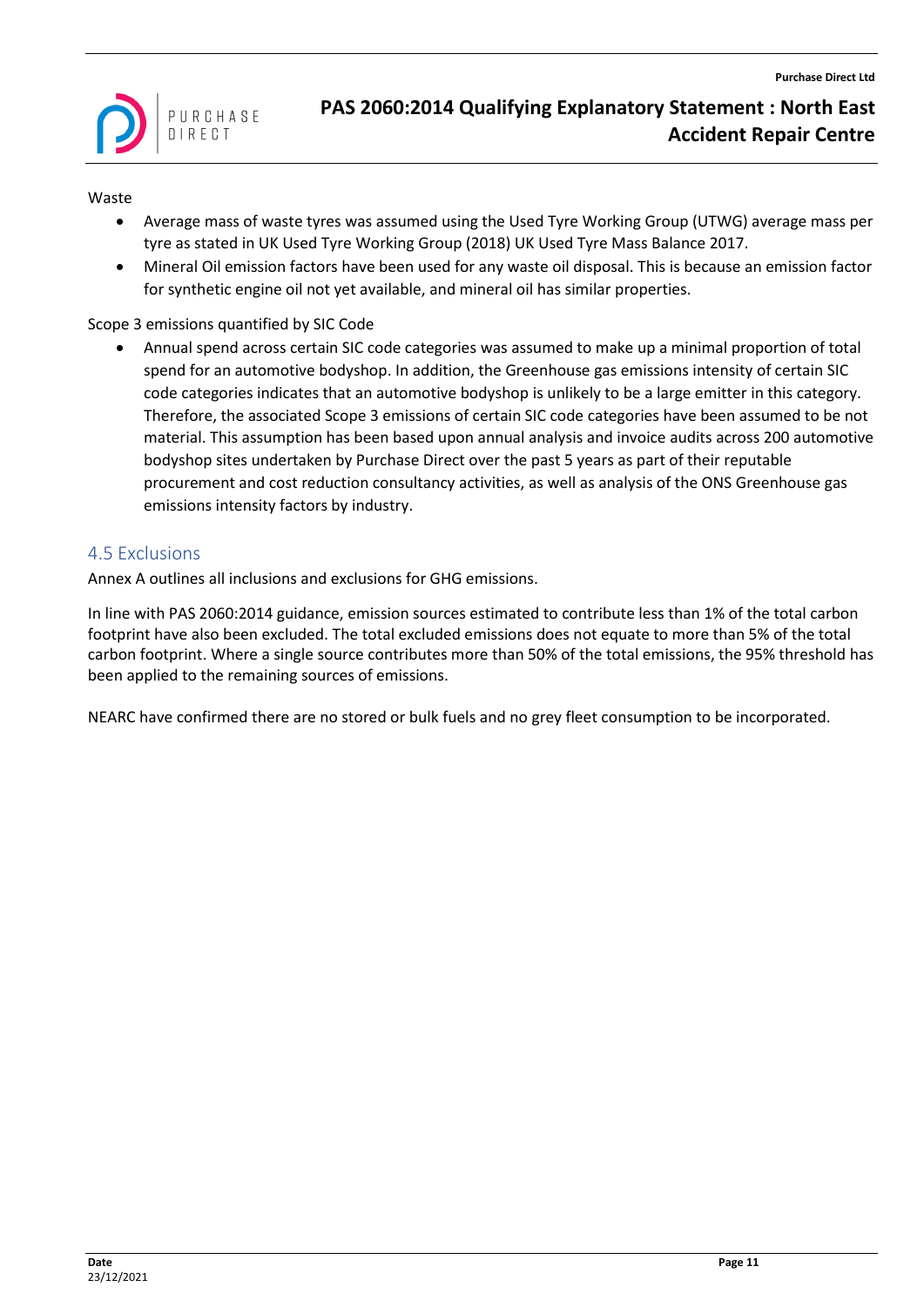Waste

- Average mass of waste tyres was assumed using the Used Tyre Working Group (UTWG) average mass per tyre as stated in UK Used Tyre Working Group (2018) UK Used Tyre Mass Balance 2017.
- Mineral Oil emission factors have been used for any waste oil disposal. This is because an emission factor for synthetic engine oil not yet available, and mineral oil has similar properties.

Scope 3 emissions quantified by SIC Code

- Annual spend across certain SIC code categories was assumed to make up a minimal proportion of total spend for an automotive bodyshop. In addition, the Greenhouse gas emissions intensity of certain SIC code categories indicates that an automotive bodyshop is unlikely to be a large emitter in this category. Therefore, the associated Scope 3 emissions of certain SIC code categories have been assumed to be not material. This assumption has been based upon annual analysis and invoice audits across 200 automotive bodyshop sites undertaken by Purchase Direct over the past 5 years as part of their reputable procurement and cost reduction consultancy activities, as well as analysis of the ONS Greenhouse gas emissions intensity factors by industry.

## 4.5 Exclusions

Annex A outlines all inclusions and exclusions for GHG emissions.

In line with PAS 2060:2014 guidance, emission sources estimated to contribute less than 1% of the total carbon footprint have also been excluded. The total excluded emissions does not equate to more than 5% of the total carbon footprint. Where a single source contributes more than 50% of the total emissions, the 95% threshold has been applied to the remaining sources of emissions.

NEARC have confirmed there are no stored or bulk fuels and no grey fleet consumption to be incorporated.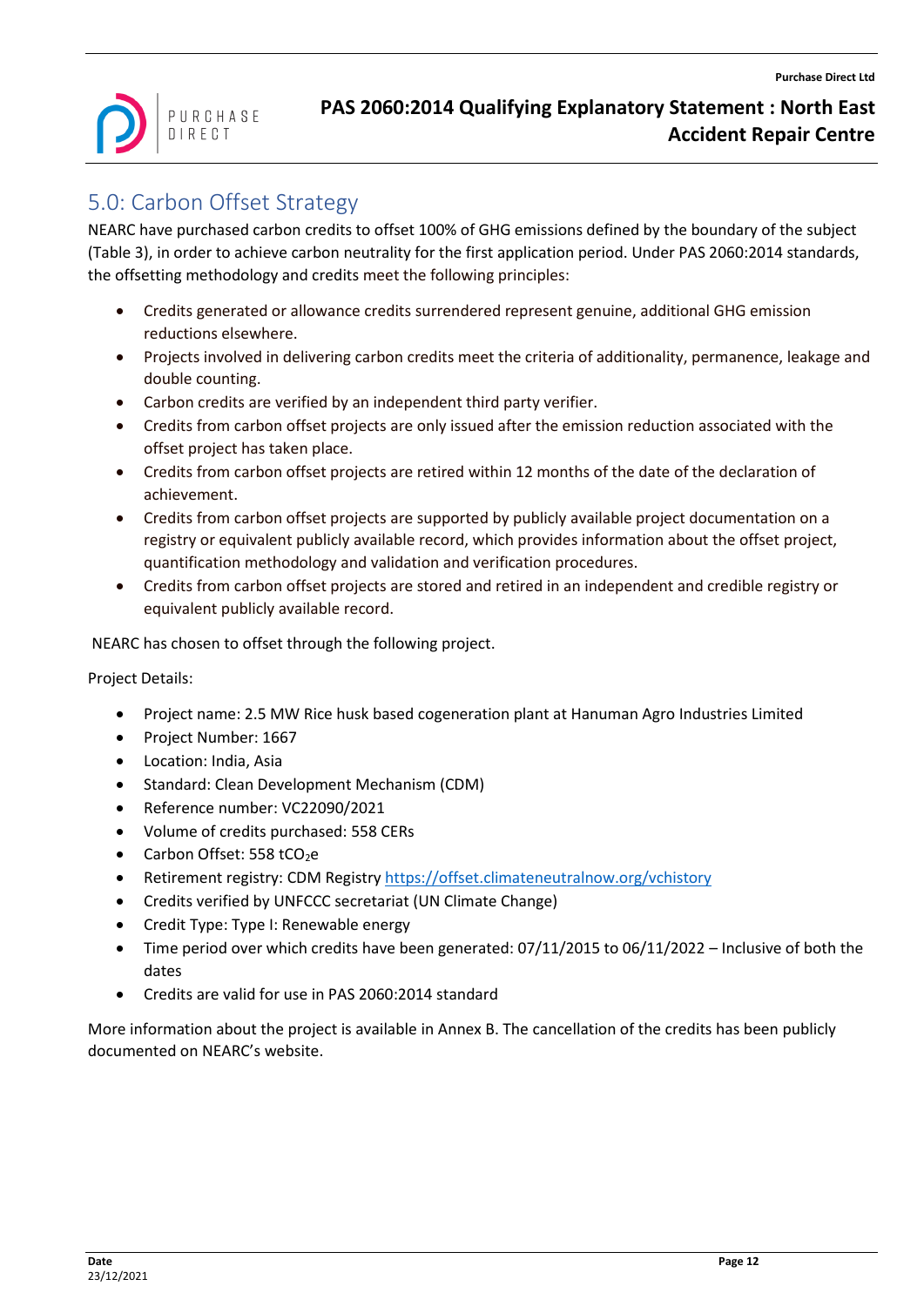## 5.0: Carbon Offset Strategy

NEARC have purchased carbon credits to offset 100% of GHG emissions defined by the boundary of the subject (Table 3), in order to achieve carbon neutrality for the first application period. Under PAS 2060:2014 standards, the offsetting methodology and credits meet the following principles:

- Credits generated or allowance credits surrendered represent genuine, additional GHG emission reductions elsewhere.
- Projects involved in delivering carbon credits meet the criteria of additionality, permanence, leakage and double counting.
- Carbon credits are verified by an independent third party verifier.
- Credits from carbon offset projects are only issued after the emission reduction associated with the offset project has taken place.
- Credits from carbon offset projects are retired within 12 months of the date of the declaration of achievement.
- Credits from carbon offset projects are supported by publicly available project documentation on a registry or equivalent publicly available record, which provides information about the offset project, quantification methodology and validation and verification procedures.
- Credits from carbon offset projects are stored and retired in an independent and credible registry or equivalent publicly available record.

NEARC has chosen to offset through the following project.

Project Details:

- Project name: 2.5 MW Rice husk based cogeneration plant at Hanuman Agro Industries Limited
- Project Number: 1667
- Location: India, Asia
- Standard: Clean Development Mechanism (CDM)
- Reference number: VC22090/2021
- Volume of credits purchased: 558 CERs
- Carbon Offset: 558 $tCO_2e$
- Retirement registry: CDM Registry https://offset.climateneutralnow.org/vchistory
- Credits verified by UNFCCC secretariat (UN Climate Change)
- Credit Type: Type I: Renewable energy
- Time period over which credits have been generated: 07/11/2015 to 06/11/2022 – Inclusive of both the dates
- Credits are valid for use in PAS 2060:2014 standard

More information about the project is available in Annex B. The cancellation of the credits has been publicly documented on NEARC's website.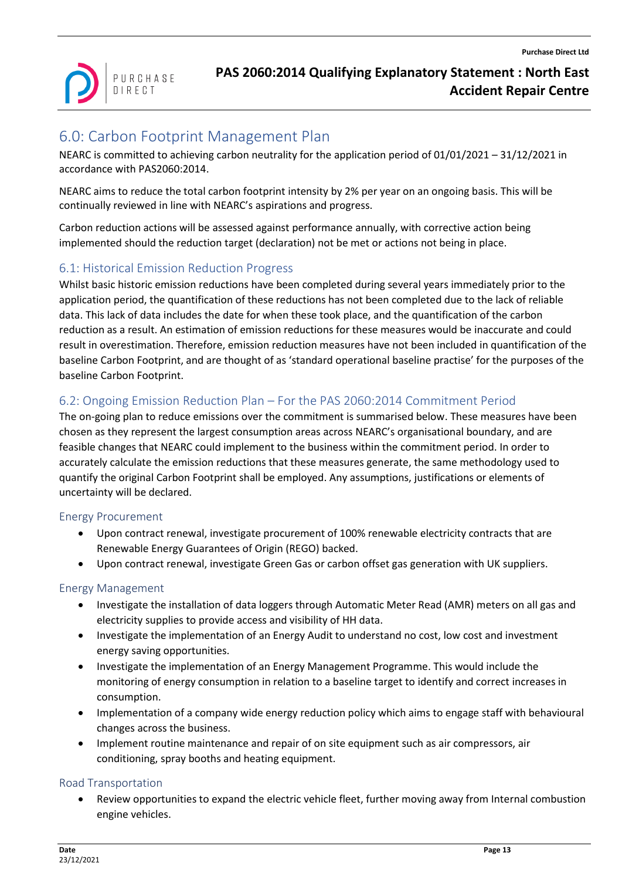## 6.0: Carbon Footprint Management Plan

NEARC is committed to achieving carbon neutrality for the application period of 01/01/2021 – 31/12/2021 in accordance with PAS2060:2014.

NEARC aims to reduce the total carbon footprint intensity by 2% per year on an ongoing basis. This will be continually reviewed in line with NEARC's aspirations and progress.

Carbon reduction actions will be assessed against performance annually, with corrective action being implemented should the reduction target (declaration) not be met or actions not being in place.

### 6.1: Historical Emission Reduction Progress

Whilst basic historic emission reductions have been completed during several years immediately prior to the application period, the quantification of these reductions has not been completed due to the lack of reliable data. This lack of data includes the date for when these took place, and the quantification of the carbon reduction as a result. An estimation of emission reductions for these measures would be inaccurate and could result in overestimation. Therefore, emission reduction measures have not been included in quantification of the baseline Carbon Footprint, and are thought of as 'standard operational baseline practise' for the purposes of the baseline Carbon Footprint.

### 6.2: Ongoing Emission Reduction Plan – For the PAS 2060:2014 Commitment Period

The on-going plan to reduce emissions over the commitment is summarised below. These measures have been chosen as they represent the largest consumption areas across NEARC's organisational boundary, and are feasible changes that NEARC could implement to the business within the commitment period. In order to accurately calculate the emission reductions that these measures generate, the same methodology used to quantify the original Carbon Footprint shall be employed. Any assumptions, justifications or elements of uncertainty will be declared.

#### Energy Procurement

- Upon contract renewal, investigate procurement of 100% renewable electricity contracts that are Renewable Energy Guarantees of Origin (REGO) backed.
- Upon contract renewal, investigate Green Gas or carbon offset gas generation with UK suppliers.

#### Energy Management

- Investigate the installation of data loggers through Automatic Meter Read (AMR) meters on all gas and electricity supplies to provide access and visibility of HH data.
- Investigate the implementation of an Energy Audit to understand no cost, low cost and investment energy saving opportunities.
- Investigate the implementation of an Energy Management Programme. This would include the monitoring of energy consumption in relation to a baseline target to identify and correct increases in consumption.
- Implementation of a company wide energy reduction policy which aims to engage staff with behavioural changes across the business.
- Implement routine maintenance and repair of on site equipment such as air compressors, air conditioning, spray booths and heating equipment.

#### Road Transportation

- Review opportunities to expand the electric vehicle fleet, further moving away from Internal combustion engine vehicles.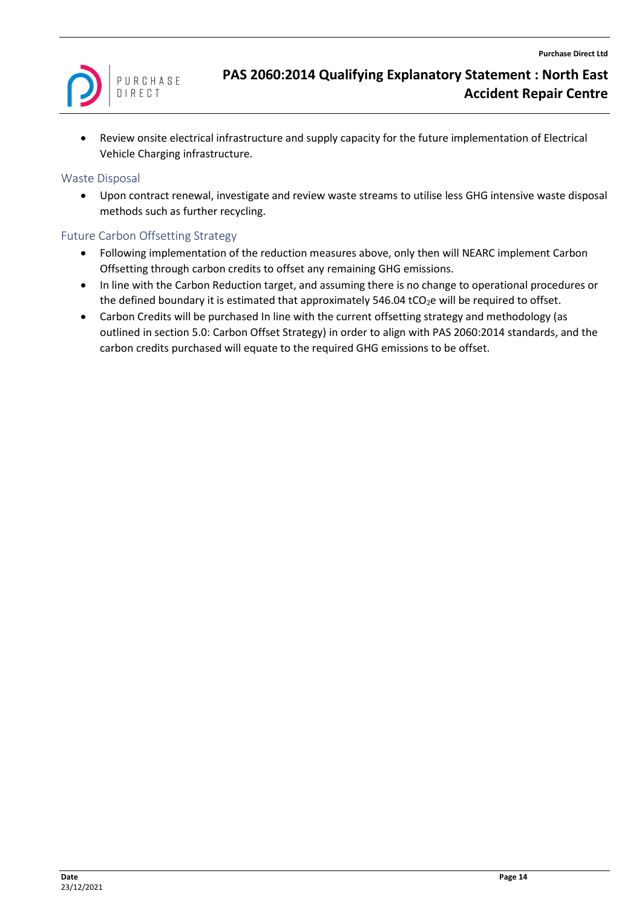- Review onsite electrical infrastructure and supply capacity for the future implementation of Electrical Vehicle Charging infrastructure.

### Waste Disposal

- Upon contract renewal, investigate and review waste streams to utilise less GHG intensive waste disposal methods such as further recycling.

### Future Carbon Offsetting Strategy

- Following implementation of the reduction measures above, only then will NEARC implement Carbon Offsetting through carbon credits to offset any remaining GHG emissions.
- In line with the Carbon Reduction target, and assuming there is no change to operational procedures or the defined boundary it is estimated that approximately 546.04 $tCO_2e$ will be required to offset.
- Carbon Credits will be purchased In line with the current offsetting strategy and methodology (as outlined in section 5.0: Carbon Offset Strategy) in order to align with PAS 2060:2014 standards, and the carbon credits purchased will equate to the required GHG emissions to be offset.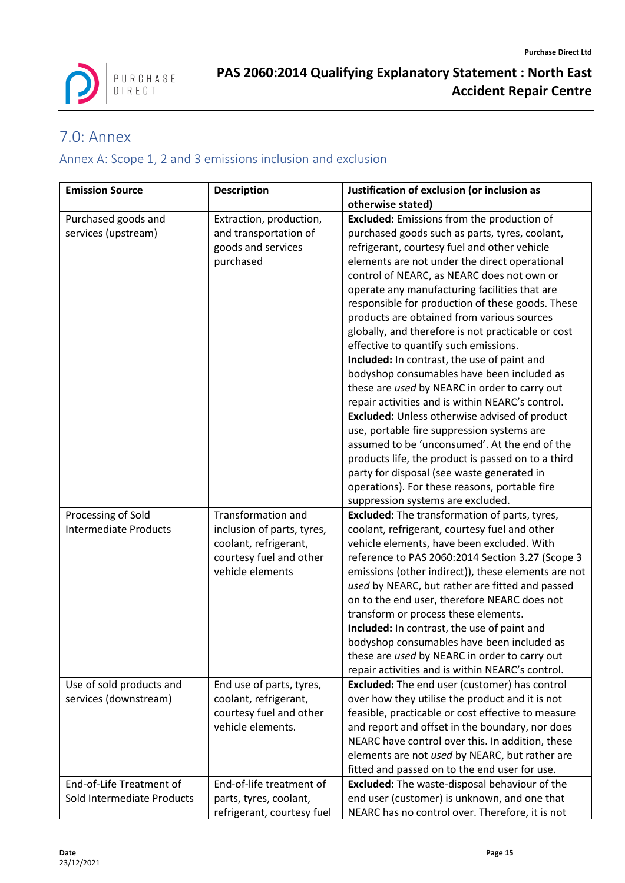# 7.0: Annex

## Annex A: Scope 1, 2 and 3 emissions inclusion and exclusion

| Emission Source | Description | Justification of exclusion (or inclusion as otherwise stated) |
|---|---|---|
| Purchased goods and services (upstream) | Extraction, production, and transportation of goods and services purchased | **Excluded:** Emissions from the production of purchased goods such as parts, tyres, coolant, refrigerant, courtesy fuel and other vehicle elements are not under the direct operational control of NEARC, as NEARC does not own or operate any manufacturing facilities that are responsible for production of these goods. These products are obtained from various sources globally, and therefore is not practicable or cost effective to quantify such emissions. **Included:** In contrast, the use of paint and bodyshop consumables have been included as these are *used* by NEARC in order to carry out repair activities and is within NEARC's control. **Excluded:** Unless otherwise advised of product use, portable fire suppression systems are assumed to be 'unconsumed'. At the end of the products life, the product is passed on to a third party for disposal (see waste generated in operations). For these reasons, portable fire suppression systems are excluded. |
| Processing of Sold Intermediate Products | Transformation and inclusion of parts, tyres, coolant, refrigerant, courtesy fuel and other vehicle elements | **Excluded:** The transformation of parts, tyres, coolant, refrigerant, courtesy fuel and other vehicle elements, have been excluded. With reference to PAS 2060:2014 Section 3.27 (Scope 3 emissions (other indirect)), these elements are not *used* by NEARC, but rather are fitted and passed on to the end user, therefore NEARC does not transform or process these elements. **Included:** In contrast, the use of paint and bodyshop consumables have been included as these are *used* by NEARC in order to carry out repair activities and is within NEARC's control. |
| Use of sold products and services (downstream) | End use of parts, tyres, coolant, refrigerant, courtesy fuel and other vehicle elements. | **Excluded:** The end user (customer) has control over how they utilise the product and it is not feasible, practicable or cost effective to measure and report and offset in the boundary, nor does NEARC have control over this. In addition, these elements are not *used* by NEARC, but rather are fitted and passed on to the end user for use. |
| End-of-Life Treatment of Sold Intermediate Products | End-of-life treatment of parts, tyres, coolant, refrigerant, courtesy fuel | **Excluded:** The waste-disposal behaviour of the end user (customer) is unknown, and one that NEARC has no control over. Therefore, it is not |

Date
23/12/2021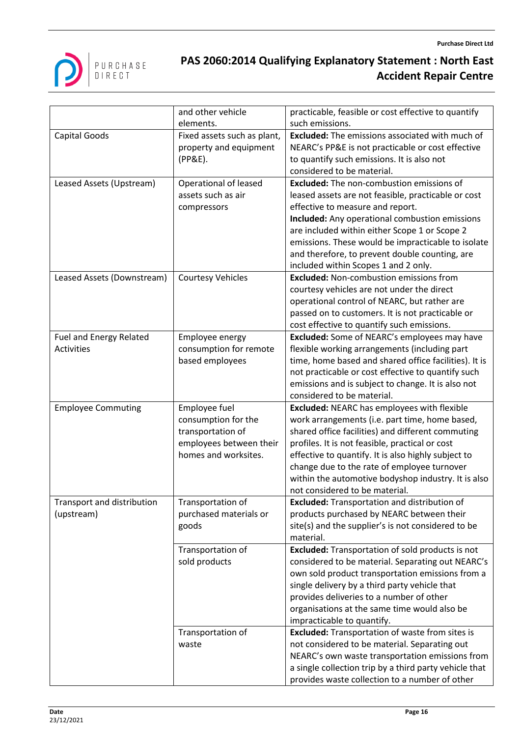| | | |
|---|---|---|
| | and other vehicle elements. | practicable, feasible or cost effective to quantify such emissions. |
| Capital Goods | Fixed assets such as plant, property and equipment (PP&E). | **Excluded:** The emissions associated with much of NEARC's PP&E is not practicable or cost effective to quantify such emissions. It is also not considered to be material. |
| Leased Assets (Upstream) | Operational of leased assets such as air compressors | **Excluded:** The non-combustion emissions of leased assets are not feasible, practicable or cost effective to measure and report.<br>**Included:** Any operational combustion emissions are included within either Scope 1 or Scope 2 emissions. These would be impracticable to isolate and therefore, to prevent double counting, are included within Scopes 1 and 2 only. |
| Leased Assets (Downstream) | Courtesy Vehicles | **Excluded:** Non-combustion emissions from courtesy vehicles are not under the direct operational control of NEARC, but rather are passed on to customers. It is not practicable or cost effective to quantify such emissions. |
| Fuel and Energy Related Activities | Employee energy consumption for remote based employees | **Excluded:** Some of NEARC's employees may have flexible working arrangements (including part time, home based and shared office facilities). It is not practicable or cost effective to quantify such emissions and is subject to change. It is also not considered to be material. |
| Employee Commuting | Employee fuel consumption for the transportation of employees between their homes and worksites. | **Excluded:** NEARC has employees with flexible work arrangements (i.e. part time, home based, shared office facilities) and different commuting profiles. It is not feasible, practical or cost effective to quantify. It is also highly subject to change due to the rate of employee turnover within the automotive bodyshop industry. It is also not considered to be material. |
| Transport and distribution (upstream) | Transportation of purchased materials or goods | **Excluded:** Transportation and distribution of products purchased by NEARC between their site(s) and the supplier's is not considered to be material. |
| | Transportation of sold products | **Excluded:** Transportation of sold products is not considered to be material. Separating out NEARC's own sold product transportation emissions from a single delivery by a third party vehicle that provides deliveries to a number of other organisations at the same time would also be impracticable to quantify. |
| | Transportation of waste | **Excluded:** Transportation of waste from sites is not considered to be material. Separating out NEARC's own waste transportation emissions from a single collection trip by a third party vehicle that provides waste collection to a number of other |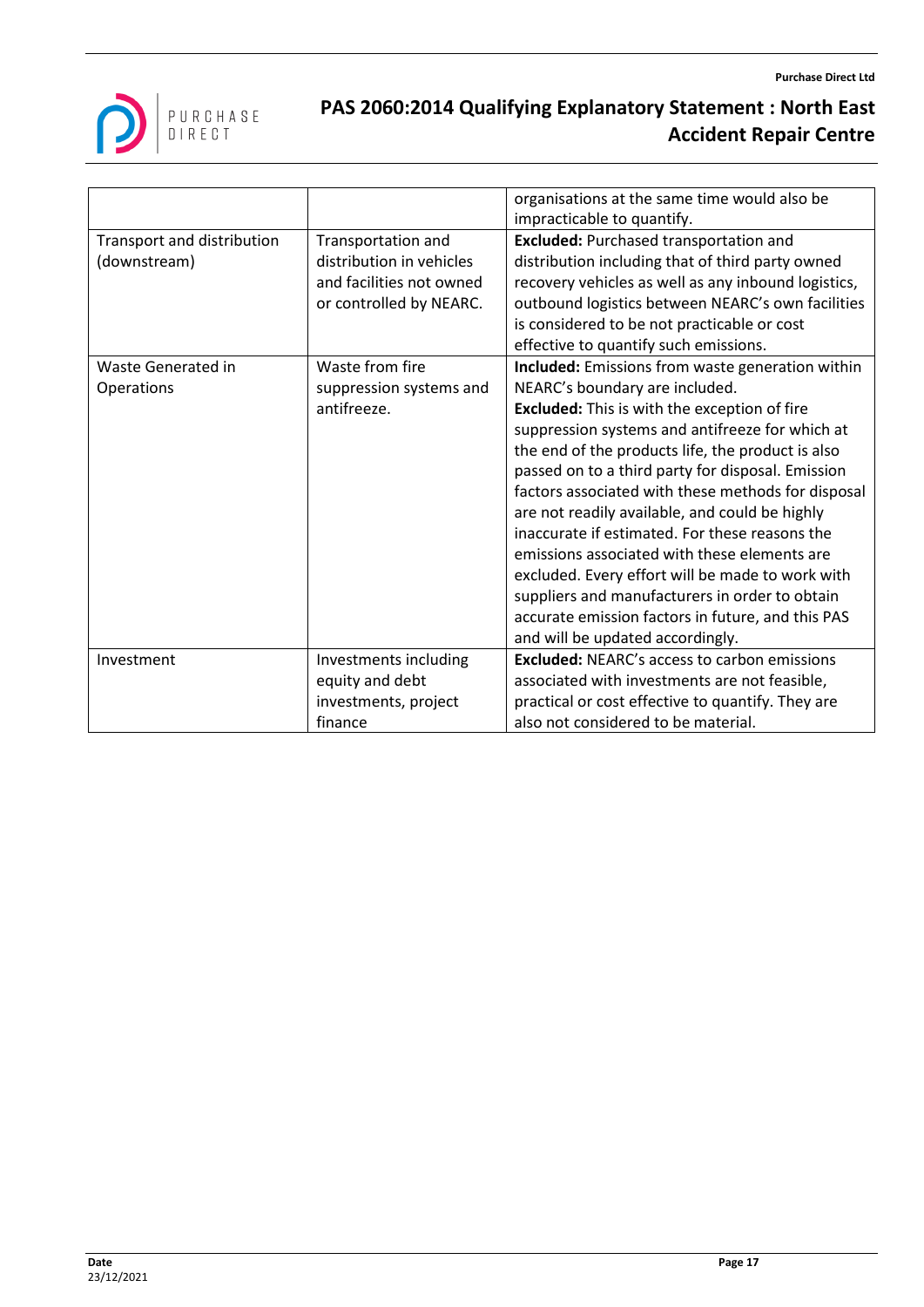| | | |
|---|---|---|
| | | organisations at the same time would also be impracticable to quantify. |
| Transport and distribution (downstream) | Transportation and distribution in vehicles and facilities not owned or controlled by NEARC. | **Excluded:** Purchased transportation and distribution including that of third party owned recovery vehicles as well as any inbound logistics, outbound logistics between NEARC's own facilities is considered to be not practicable or cost effective to quantify such emissions. |
| Waste Generated in Operations | Waste from fire suppression systems and antifreeze. | **Included:** Emissions from waste generation within NEARC's boundary are included. **Excluded:** This is with the exception of fire suppression systems and antifreeze for which at the end of the products life, the product is also passed on to a third party for disposal. Emission factors associated with these methods for disposal are not readily available, and could be highly inaccurate if estimated. For these reasons the emissions associated with these elements are excluded. Every effort will be made to work with suppliers and manufacturers in order to obtain accurate emission factors in future, and this PAS and will be updated accordingly. |
| Investment | Investments including equity and debt investments, project finance | **Excluded:** NEARC's access to carbon emissions associated with investments are not feasible, practical or cost effective to quantify. They are also not considered to be material. |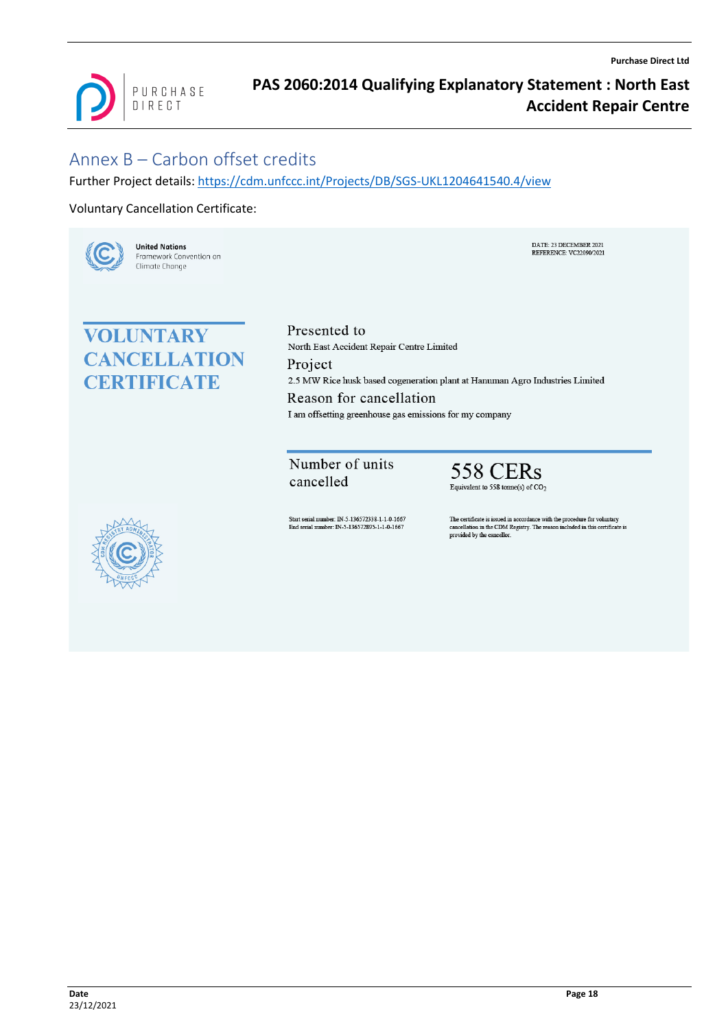## Annex B – Carbon offset credits

Further Project details: https://cdm.unfccc.int/Projects/DB/SGS-UKL1204641540.4/view

Voluntary Cancellation Certificate:

United Nations
Framework Convention on
Climate Change

DATE: 23 DECEMBER 2021
REFERENCE: VC22090/2021

# VOLUNTARY CANCELLATION CERTIFICATE

**Presented to**

North East Accident Repair Centre Limited

**Project**

2.5 MW Rice husk based cogeneration plant at Hanuman Agro Industries Limited

**Reason for cancellation**

I am offsetting greenhouse gas emissions for my company

**Number of units cancelled**

**558 CERs**

Equivalent to 558 tonne(s) of $CO_2$

Start serial number: IN-5-136572338-1-1-0-1667
End serial number: IN-5-136572895-1-1-0-1667

The certificate is issued in accordance with the procedure for voluntary cancellation in the CDM Registry. The reason included in this certificate is provided by the cancellor.

CDM REGISTRY ADMINISTRATOR UNFCCC

**Date**
23/12/2021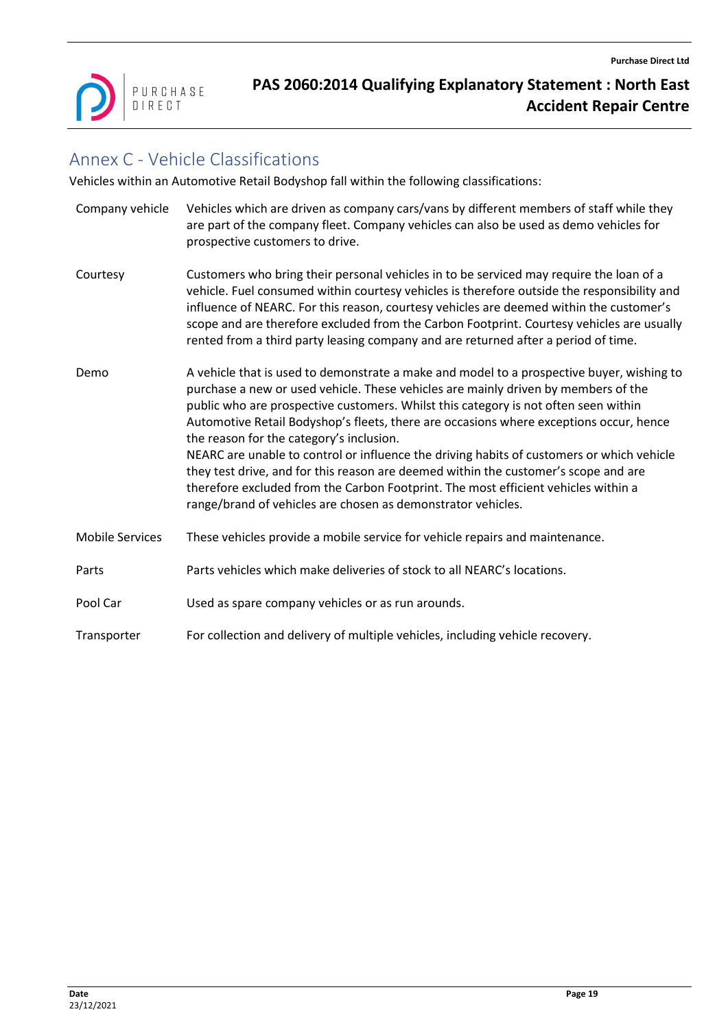## Annex C - Vehicle Classifications

Vehicles within an Automotive Retail Bodyshop fall within the following classifications:

| | |
|---|---|
| Company vehicle | Vehicles which are driven as company cars/vans by different members of staff while they are part of the company fleet. Company vehicles can also be used as demo vehicles for prospective customers to drive. |
| Courtesy | Customers who bring their personal vehicles in to be serviced may require the loan of a vehicle. Fuel consumed within courtesy vehicles is therefore outside the responsibility and influence of NEARC. For this reason, courtesy vehicles are deemed within the customer's scope and are therefore excluded from the Carbon Footprint. Courtesy vehicles are usually rented from a third party leasing company and are returned after a period of time. |
| Demo | A vehicle that is used to demonstrate a make and model to a prospective buyer, wishing to purchase a new or used vehicle. These vehicles are mainly driven by members of the public who are prospective customers. Whilst this category is not often seen within Automotive Retail Bodyshop's fleets, there are occasions where exceptions occur, hence the reason for the category's inclusion.<br>NEARC are unable to control or influence the driving habits of customers or which vehicle they test drive, and for this reason are deemed within the customer's scope and are therefore excluded from the Carbon Footprint. The most efficient vehicles within a range/brand of vehicles are chosen as demonstrator vehicles. |
| Mobile Services | These vehicles provide a mobile service for vehicle repairs and maintenance. |
| Parts | Parts vehicles which make deliveries of stock to all NEARC's locations. |
| Pool Car | Used as spare company vehicles or as run arounds. |
| Transporter | For collection and delivery of multiple vehicles, including vehicle recovery. |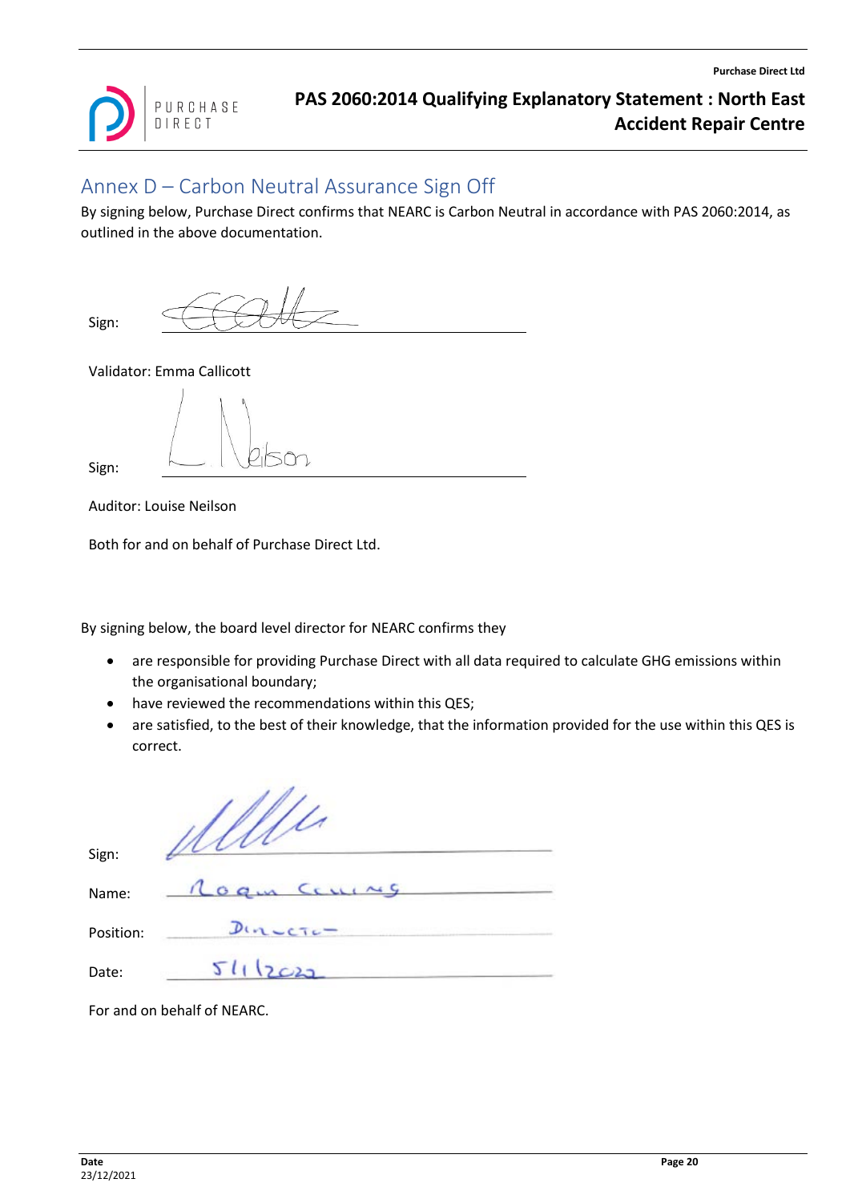## Annex D – Carbon Neutral Assurance Sign Off

By signing below, Purchase Direct confirms that NEARC is Carbon Neutral in accordance with PAS 2060:2014, as outlined in the above documentation.

Sign: ______________________

Validator: Emma Callicott

Sign: ______________________

Auditor: Louise Neilson

Both for and on behalf of Purchase Direct Ltd.

By signing below, the board level director for NEARC confirms they

- are responsible for providing Purchase Direct with all data required to calculate GHG emissions within the organisational boundary;
- have reviewed the recommendations within this QES;
- are satisfied, to the best of their knowledge, that the information provided for the use within this QES is correct.

Sign: ______________________

Name: Rogan Cumming

Position: Director

Date: 5/1/2022

For and on behalf of NEARC.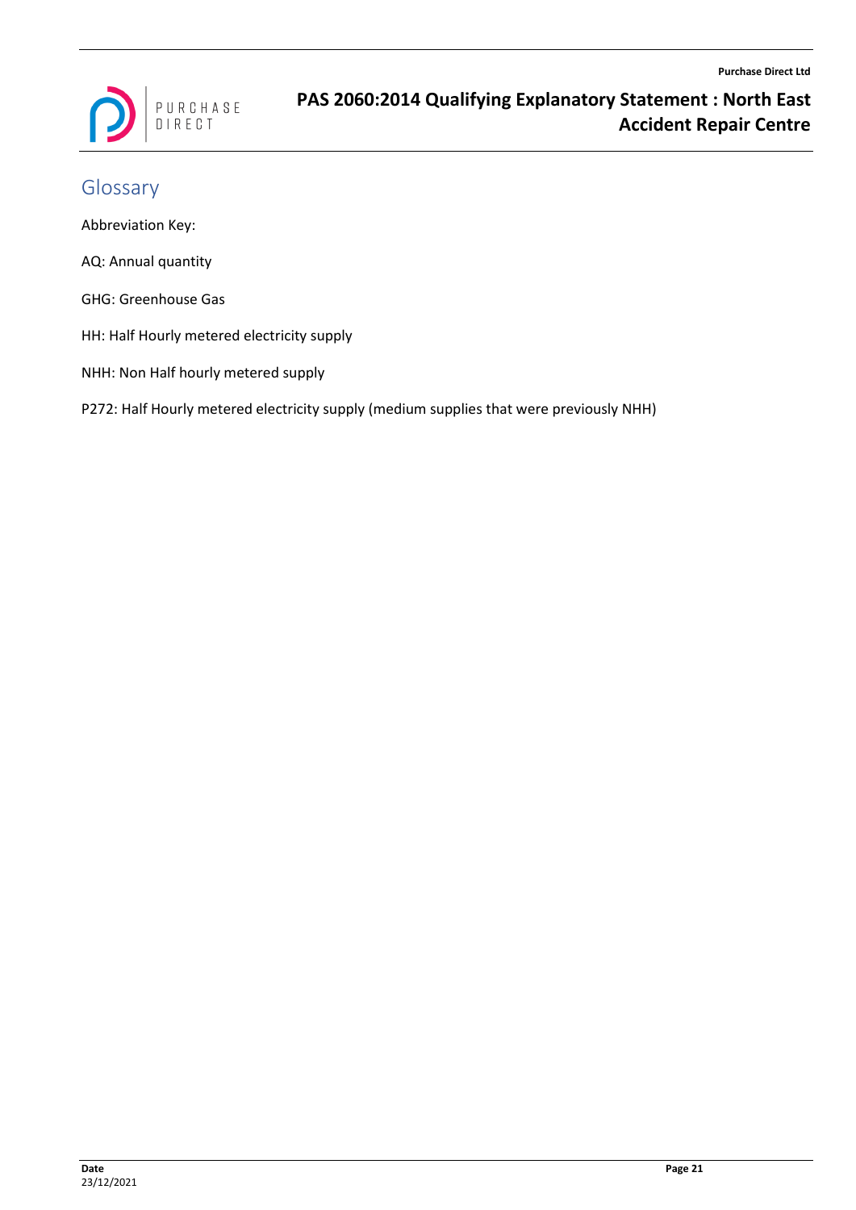## Glossary

Abbreviation Key:

AQ: Annual quantity

GHG: Greenhouse Gas

HH: Half Hourly metered electricity supply

NHH: Non Half hourly metered supply

P272: Half Hourly metered electricity supply (medium supplies that were previously NHH)